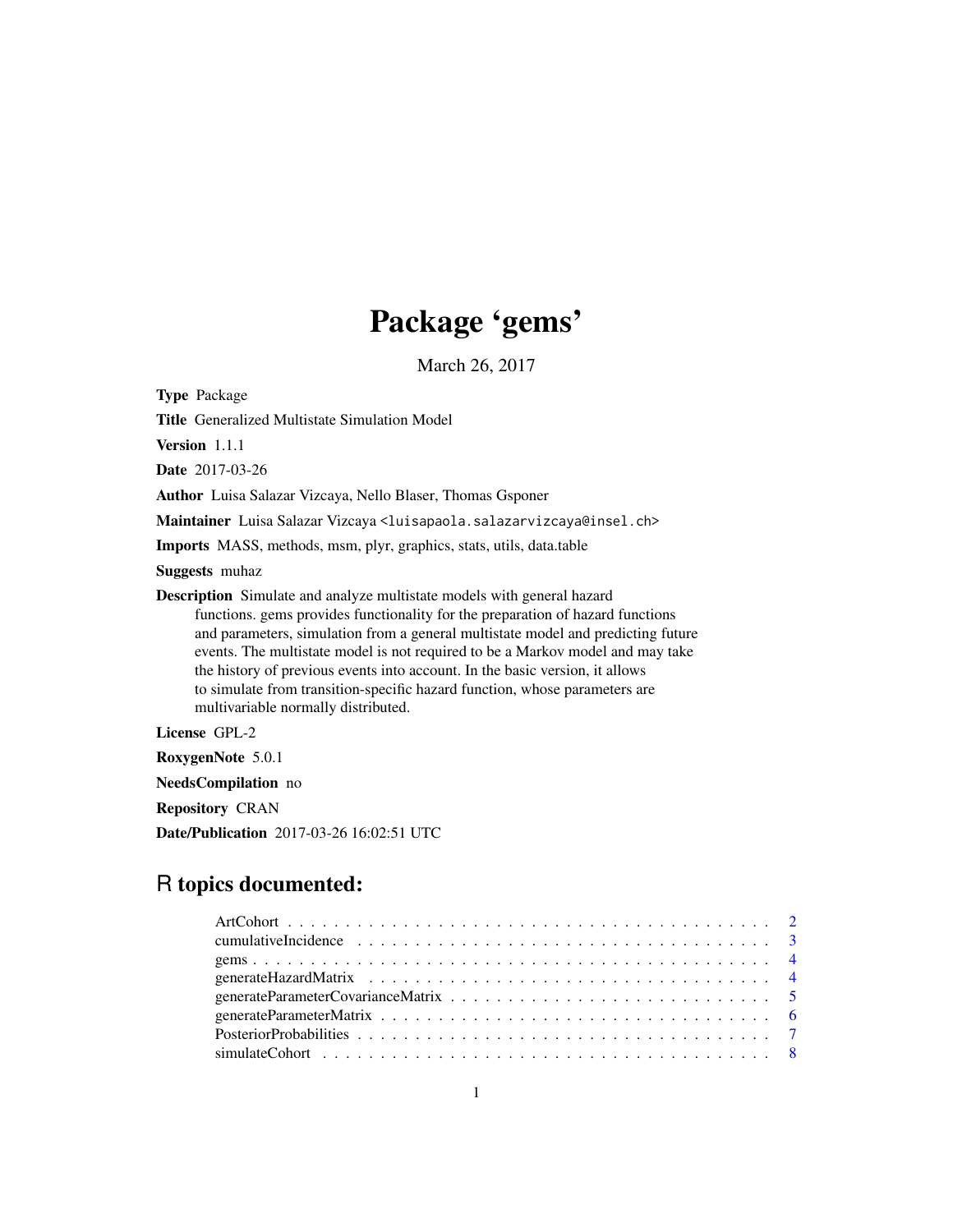# Package 'gems'

March 26, 2017

**Type** Package

**Title** Generalized Multistate Simulation Model

**Version** 1.1.1

**Date** 2017-03-26

**Author** Luisa Salazar Vizcaya, Nello Blaser, Thomas Gsponer

**Maintainer** Luisa Salazar Vizcaya <luisapaola.salazarvizcaya@insel.ch>

**Imports** MASS, methods, msm, plyr, graphics, stats, utils, data.table

**Suggests** muhaz

**Description** Simulate and analyze multistate models with general hazard functions. gems provides functionality for the preparation of hazard functions and parameters, simulation from a general multistate model and predicting future events. The multistate model is not required to be a Markov model and may take the history of previous events into account. In the basic version, it allows to simulate from transition-specific hazard function, whose parameters are multivariable normally distributed.

**License** GPL-2

**RoxygenNote** 5.0.1

**NeedsCompilation** no

**Repository** CRAN

**Date/Publication** 2017-03-26 16:02:51 UTC

## R topics documented:

- ArtCohort . . . . . . . . . . . . . . . . . . . . . . . . . . . . . . . . . . . . . . . . 2
- cumulativeIncidence . . . . . . . . . . . . . . . . . . . . . . . . . . . . . . . . . . . 3
- gems . . . . . . . . . . . . . . . . . . . . . . . . . . . . . . . . . . . . . . . . . . . 4
- generateHazardMatrix . . . . . . . . . . . . . . . . . . . . . . . . . . . . . . . . . . 4
- generateParameterCovarianceMatrix . . . . . . . . . . . . . . . . . . . . . . . . . . 5
- generateParameterMatrix . . . . . . . . . . . . . . . . . . . . . . . . . . . . . . . . 6
- PosteriorProbabilities . . . . . . . . . . . . . . . . . . . . . . . . . . . . . . . . . . 7
- simulateCohort . . . . . . . . . . . . . . . . . . . . . . . . . . . . . . . . . . . . . 8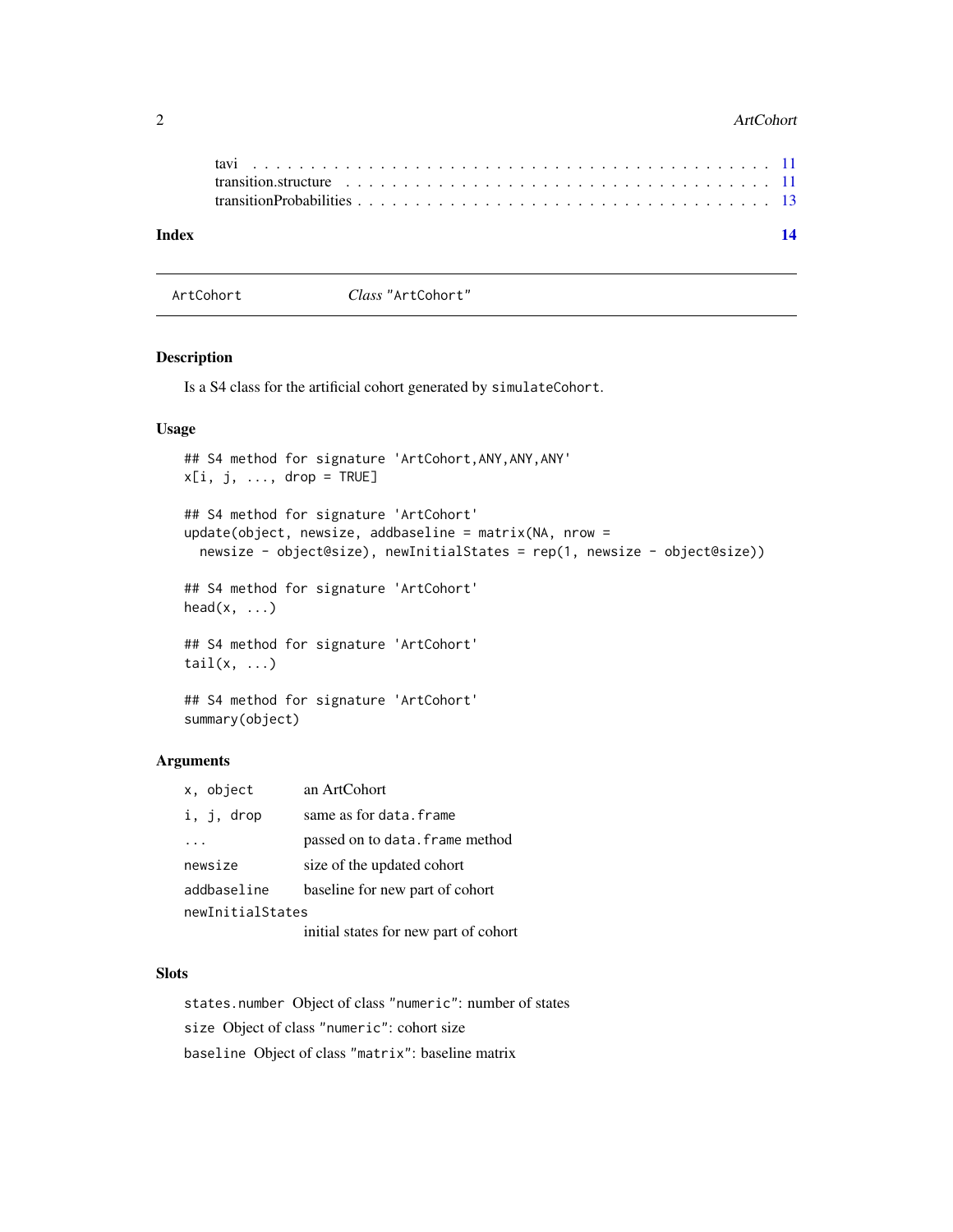tavi . . . . . . . . . . . . . . . . . . . . . . . . . . . . . . . . . . . . . . . . . . . 11
transition.structure . . . . . . . . . . . . . . . . . . . . . . . . . . . . . . . . . . . . 11
transitionProbabilities . . . . . . . . . . . . . . . . . . . . . . . . . . . . . . . . . . 13

**Index** **14**

---

`ArtCohort` *Class* `"ArtCohort"`

---

### Description

Is a S4 class for the artificial cohort generated by `simulateCohort`.

### Usage

```
## S4 method for signature 'ArtCohort,ANY,ANY,ANY'
x[i, j, ..., drop = TRUE]

## S4 method for signature 'ArtCohort'
update(object, newsize, addbaseline = matrix(NA, nrow =
  newsize - object@size), newInitialStates = rep(1, newsize - object@size))

## S4 method for signature 'ArtCohort'
head(x, ...)

## S4 method for signature 'ArtCohort'
tail(x, ...)

## S4 method for signature 'ArtCohort'
summary(object)
```

### Arguments

| | |
|---|---|
| `x, object` | an ArtCohort |
| `i, j, drop` | same as for `data.frame` |
| `...` | passed on to `data.frame` method |
| `newsize` | size of the updated cohort |
| `addbaseline` | baseline for new part of cohort |
| `newInitialStates` | initial states for new part of cohort |

### Slots

`states.number` Object of class `"numeric"`: number of states

`size` Object of class `"numeric"`: cohort size

`baseline` Object of class `"matrix"`: baseline matrix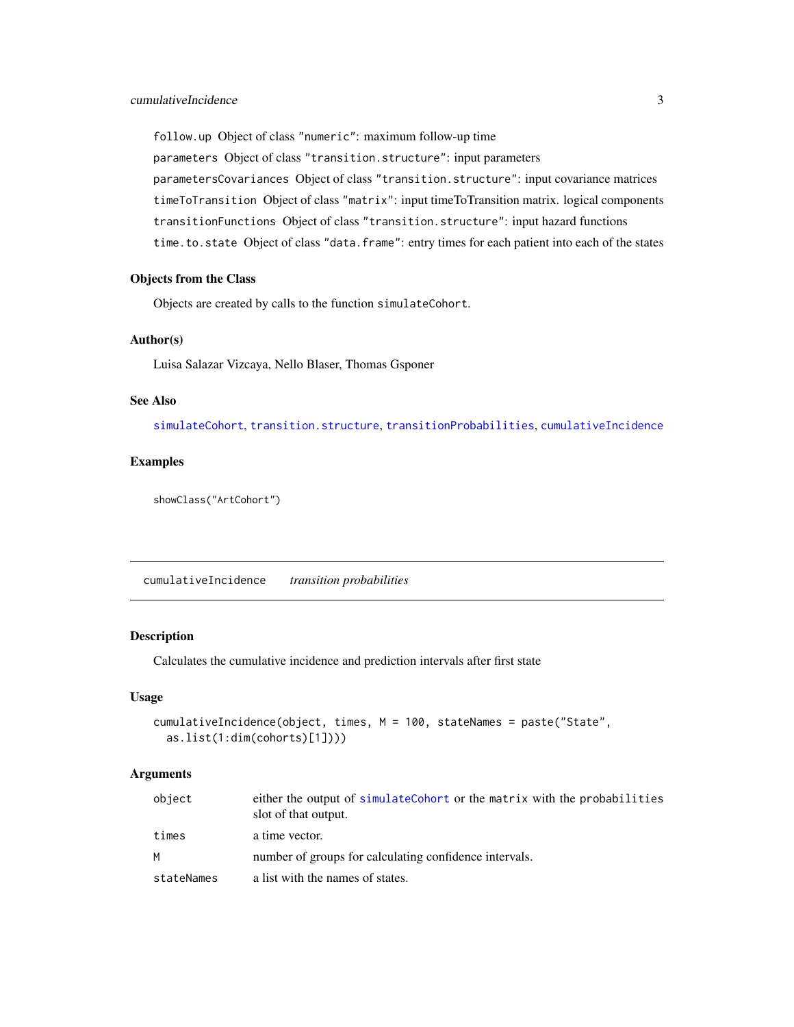`follow.up` Object of class "numeric": maximum follow-up time

`parameters` Object of class "transition.structure": input parameters

`parametersCovariances` Object of class "transition.structure": input covariance matrices

`timeToTransition` Object of class "matrix": input timeToTransition matrix. logical components

`transitionFunctions` Object of class "transition.structure": input hazard functions

`time.to.state` Object of class "data.frame": entry times for each patient into each of the states

### Objects from the Class

Objects are created by calls to the function `simulateCohort`.

### Author(s)

Luisa Salazar Vizcaya, Nello Blaser, Thomas Gsponer

### See Also

`simulateCohort`, `transition.structure`, `transitionProbabilities`, `cumulativeIncidence`

### Examples

```
showClass("ArtCohort")
```

---

## cumulativeIncidence    *transition probabilities*

---

### Description

Calculates the cumulative incidence and prediction intervals after first state

### Usage

```
cumulativeIncidence(object, times, M = 100, stateNames = paste("State",
  as.list(1:dim(cohorts)[1])))
```

### Arguments

| | |
|---|---|
| `object` | either the output of `simulateCohort` or the `matrix` with the `probabilities` slot of that output. |
| `times` | a time vector. |
| `M` | number of groups for calculating confidence intervals. |
| `stateNames` | a list with the names of states. |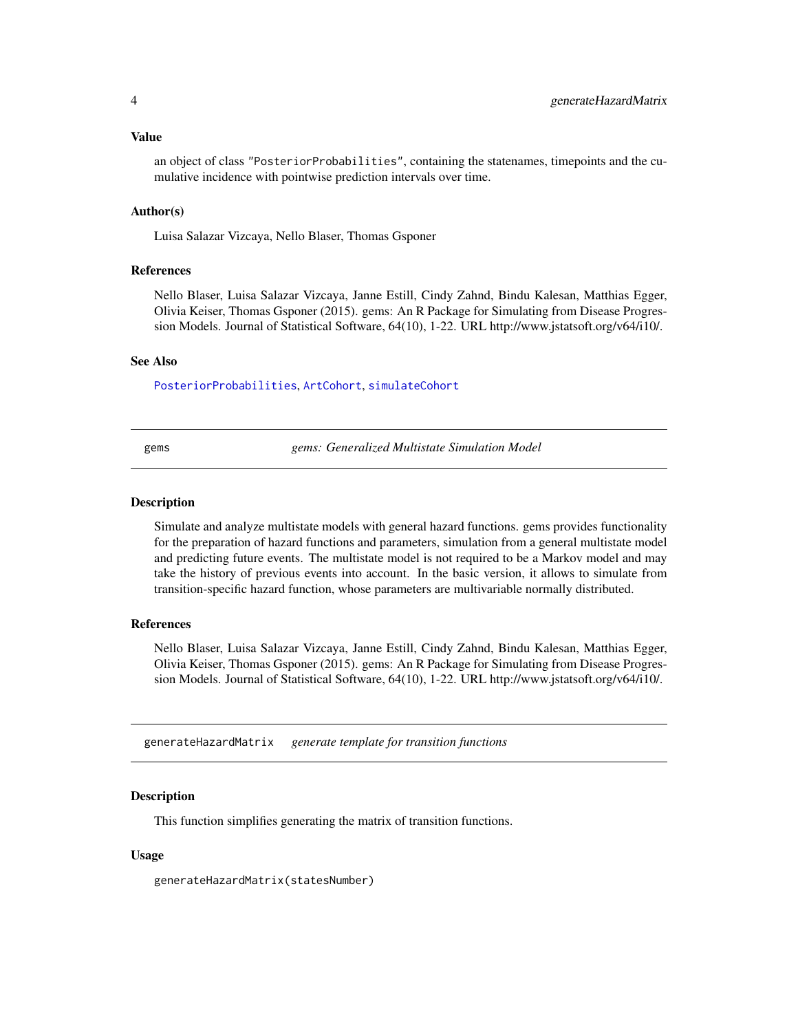### Value

an object of class "PosteriorProbabilities", containing the statenames, timepoints and the cumulative incidence with pointwise prediction intervals over time.

### Author(s)

Luisa Salazar Vizcaya, Nello Blaser, Thomas Gsponer

### References

Nello Blaser, Luisa Salazar Vizcaya, Janne Estill, Cindy Zahnd, Bindu Kalesan, Matthias Egger, Olivia Keiser, Thomas Gsponer (2015). gems: An R Package for Simulating from Disease Progression Models. Journal of Statistical Software, 64(10), 1-22. URL http://www.jstatsoft.org/v64/i10/.

### See Also

PosteriorProbabilities, ArtCohort, simulateCohort

---

## gems — *gems: Generalized Multistate Simulation Model*

### Description

Simulate and analyze multistate models with general hazard functions. gems provides functionality for the preparation of hazard functions and parameters, simulation from a general multistate model and predicting future events. The multistate model is not required to be a Markov model and may take the history of previous events into account. In the basic version, it allows to simulate from transition-specific hazard function, whose parameters are multivariable normally distributed.

### References

Nello Blaser, Luisa Salazar Vizcaya, Janne Estill, Cindy Zahnd, Bindu Kalesan, Matthias Egger, Olivia Keiser, Thomas Gsponer (2015). gems: An R Package for Simulating from Disease Progression Models. Journal of Statistical Software, 64(10), 1-22. URL http://www.jstatsoft.org/v64/i10/.

---

## generateHazardMatrix — *generate template for transition functions*

### Description

This function simplifies generating the matrix of transition functions.

### Usage

```
generateHazardMatrix(statesNumber)
```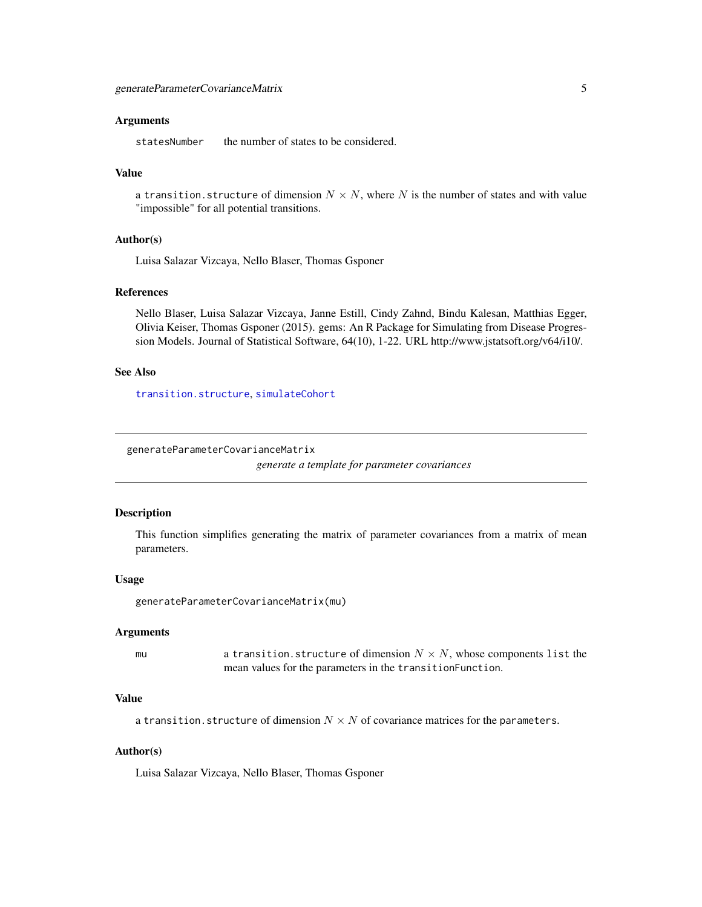### Arguments

statesNumber    the number of states to be considered.

### Value

a `transition.structure` of dimension $N \times N$, where $N$ is the number of states and with value "impossible" for all potential transitions.

### Author(s)

Luisa Salazar Vizcaya, Nello Blaser, Thomas Gsponer

### References

Nello Blaser, Luisa Salazar Vizcaya, Janne Estill, Cindy Zahnd, Bindu Kalesan, Matthias Egger, Olivia Keiser, Thomas Gsponer (2015). gems: An R Package for Simulating from Disease Progression Models. Journal of Statistical Software, 64(10), 1-22. URL http://www.jstatsoft.org/v64/i10/.

### See Also

`transition.structure`, `simulateCohort`

---

## generateParameterCovarianceMatrix

*generate a template for parameter covariances*

---

### Description

This function simplifies generating the matrix of parameter covariances from a matrix of mean parameters.

### Usage

```
generateParameterCovarianceMatrix(mu)
```

### Arguments

mu    a `transition.structure` of dimension $N \times N$, whose components `list` the mean values for the parameters in the `transitionFunction`.

### Value

a `transition.structure` of dimension $N \times N$ of covariance matrices for the `parameters`.

### Author(s)

Luisa Salazar Vizcaya, Nello Blaser, Thomas Gsponer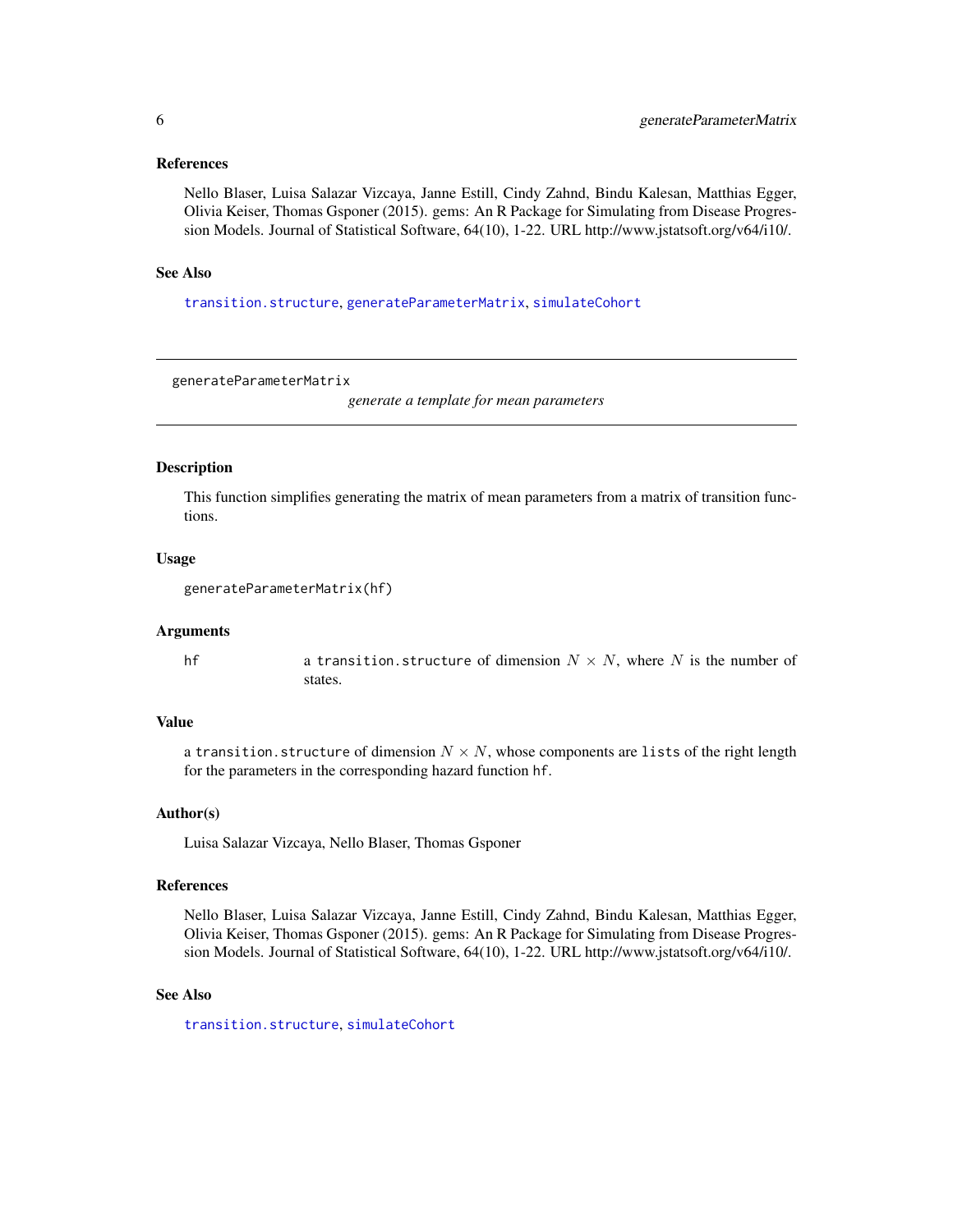### References

Nello Blaser, Luisa Salazar Vizcaya, Janne Estill, Cindy Zahnd, Bindu Kalesan, Matthias Egger, Olivia Keiser, Thomas Gsponer (2015). gems: An R Package for Simulating from Disease Progression Models. Journal of Statistical Software, 64(10), 1-22. URL http://www.jstatsoft.org/v64/i10/.

### See Also

`transition.structure`, `generateParameterMatrix`, `simulateCohort`

---

## generateParameterMatrix

*generate a template for mean parameters*

---

### Description

This function simplifies generating the matrix of mean parameters from a matrix of transition functions.

### Usage

```
generateParameterMatrix(hf)
```

### Arguments

| | |
|---|---|
| hf | a `transition.structure` of dimension $N \times N$, where $N$ is the number of states. |

### Value

a `transition.structure` of dimension $N \times N$, whose components are `lists` of the right length for the parameters in the corresponding hazard function `hf`.

### Author(s)

Luisa Salazar Vizcaya, Nello Blaser, Thomas Gsponer

### References

Nello Blaser, Luisa Salazar Vizcaya, Janne Estill, Cindy Zahnd, Bindu Kalesan, Matthias Egger, Olivia Keiser, Thomas Gsponer (2015). gems: An R Package for Simulating from Disease Progression Models. Journal of Statistical Software, 64(10), 1-22. URL http://www.jstatsoft.org/v64/i10/.

### See Also

`transition.structure`, `simulateCohort`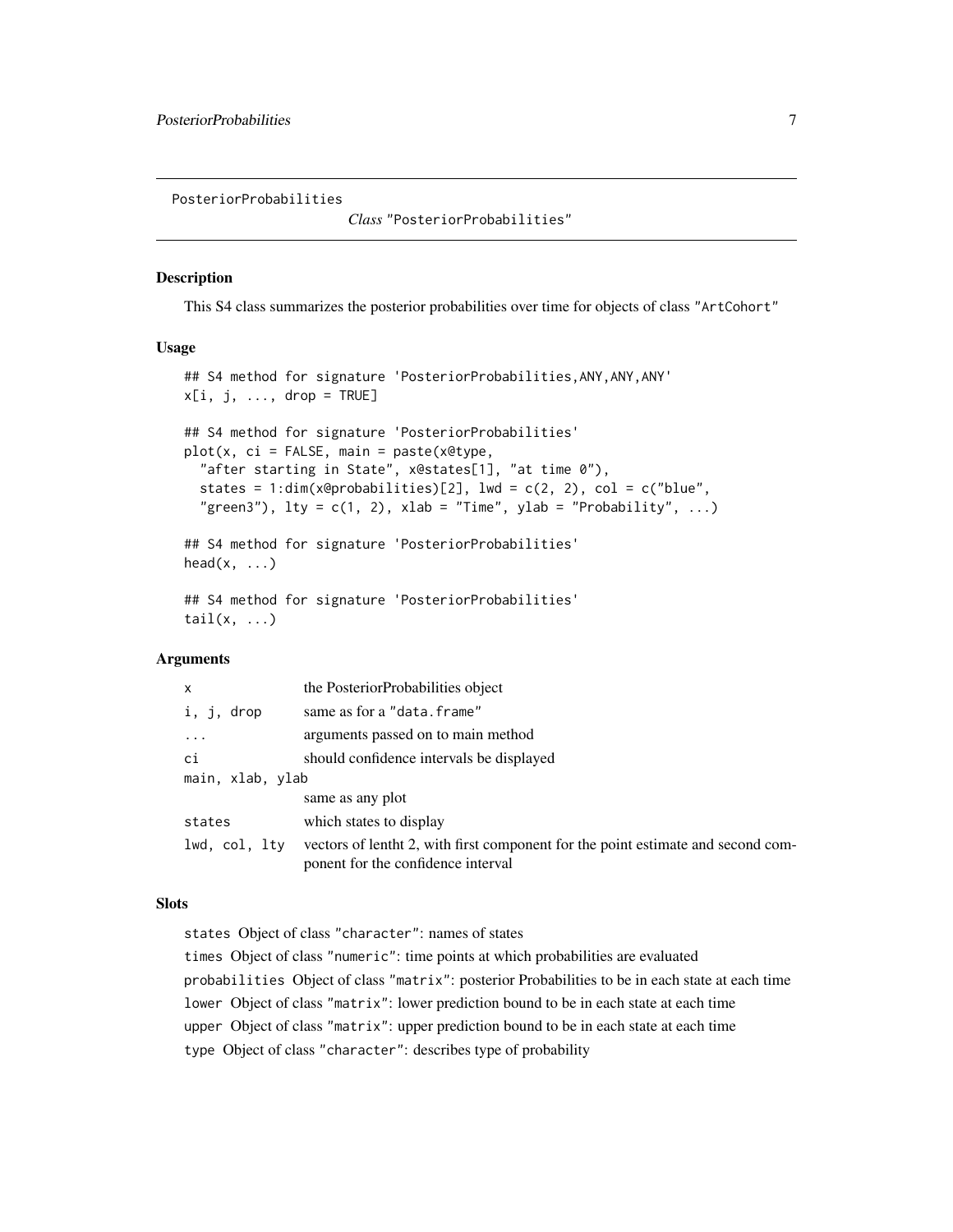PosteriorProbabilities    *Class* "PosteriorProbabilities"

## Description

This S4 class summarizes the posterior probabilities over time for objects of class "ArtCohort"

## Usage

```
## S4 method for signature 'PosteriorProbabilities,ANY,ANY,ANY'
x[i, j, ..., drop = TRUE]

## S4 method for signature 'PosteriorProbabilities'
plot(x, ci = FALSE, main = paste(x@type,
  "after starting in State", x@states[1], "at time 0"),
  states = 1:dim(x@probabilities)[2], lwd = c(2, 2), col = c("blue",
  "green3"), lty = c(1, 2), xlab = "Time", ylab = "Probability", ...)

## S4 method for signature 'PosteriorProbabilities'
head(x, ...)

## S4 method for signature 'PosteriorProbabilities'
tail(x, ...)
```

## Arguments

| | |
|---|---|
| `x` | the PosteriorProbabilities object |
| `i, j, drop` | same as for a "data.frame" |
| `...` | arguments passed on to main method |
| `ci` | should confidence intervals be displayed |
| `main, xlab, ylab` | same as any plot |
| `states` | which states to display |
| `lwd, col, lty` | vectors of lentht 2, with first component for the point estimate and second component for the confidence interval |

## Slots

`states` Object of class "character": names of states

`times` Object of class "numeric": time points at which probabilities are evaluated

`probabilities` Object of class "matrix": posterior Probabilities to be in each state at each time

`lower` Object of class "matrix": lower prediction bound to be in each state at each time

`upper` Object of class "matrix": upper prediction bound to be in each state at each time

`type` Object of class "character": describes type of probability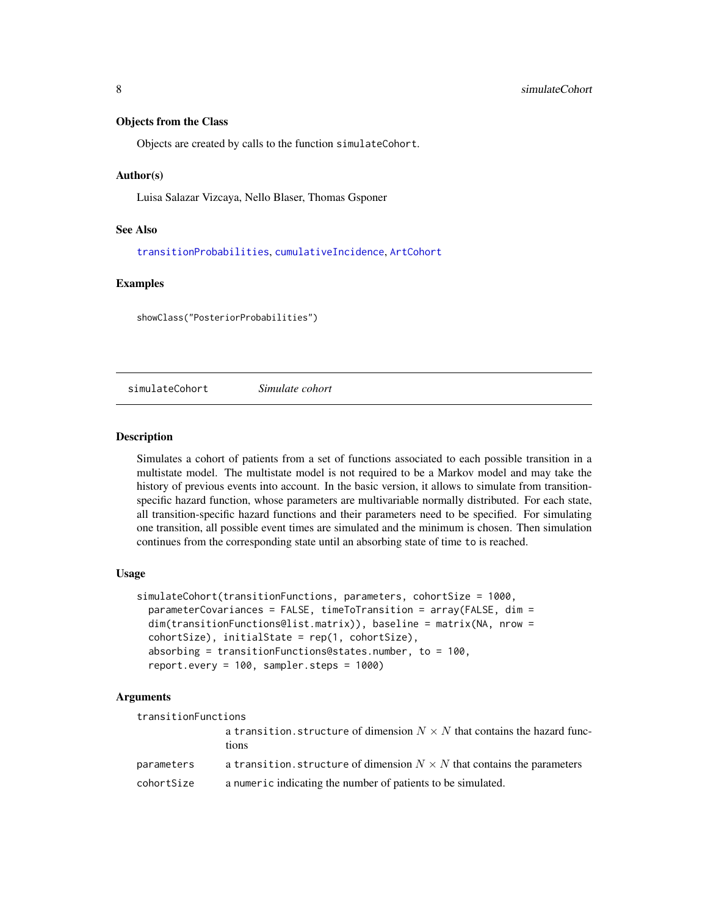### Objects from the Class

Objects are created by calls to the function `simulateCohort`.

### Author(s)

Luisa Salazar Vizcaya, Nello Blaser, Thomas Gsponer

### See Also

`transitionProbabilities`, `cumulativeIncidence`, `ArtCohort`

### Examples

```
showClass("PosteriorProbabilities")
```

---

## simulateCohort &nbsp;&nbsp;&nbsp;&nbsp; *Simulate cohort*

---

### Description

Simulates a cohort of patients from a set of functions associated to each possible transition in a multistate model. The multistate model is not required to be a Markov model and may take the history of previous events into account. In the basic version, it allows to simulate from transition-specific hazard function, whose parameters are multivariable normally distributed. For each state, all transition-specific hazard functions and their parameters need to be specified. For simulating one transition, all possible event times are simulated and the minimum is chosen. Then simulation continues from the corresponding state until an absorbing state of time `to` is reached.

### Usage

```
simulateCohort(transitionFunctions, parameters, cohortSize = 1000,
  parameterCovariances = FALSE, timeToTransition = array(FALSE, dim =
  dim(transitionFunctions@list.matrix)), baseline = matrix(NA, nrow =
  cohortSize), initialState = rep(1, cohortSize),
  absorbing = transitionFunctions@states.number, to = 100,
  report.every = 100, sampler.steps = 1000)
```

### Arguments

| | |
|---|---|
| `transitionFunctions` | a `transition.structure` of dimension $N \times N$ that contains the hazard functions |
| `parameters` | a `transition.structure` of dimension $N \times N$ that contains the parameters |
| `cohortSize` | a `numeric` indicating the number of patients to be simulated. |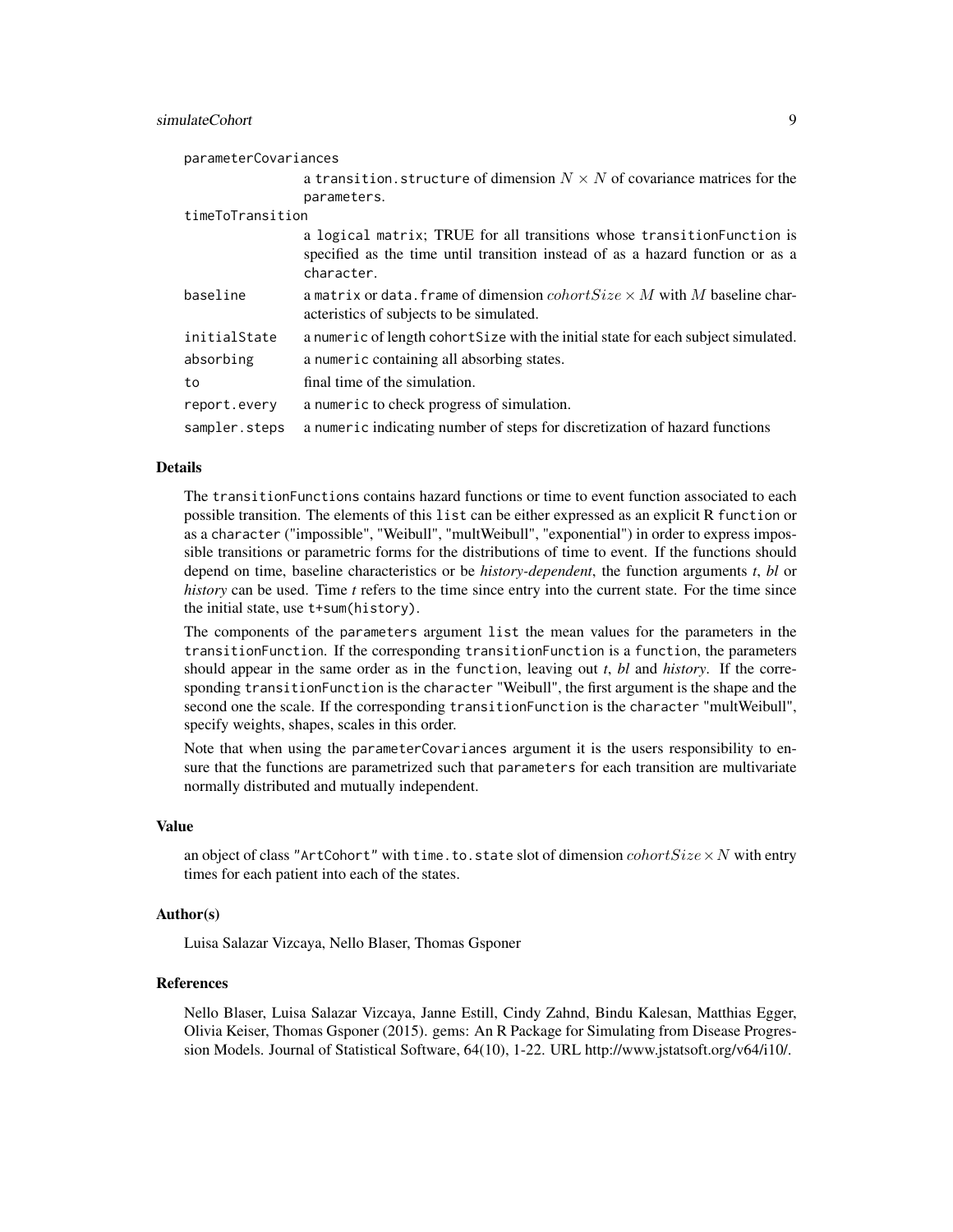`parameterCovariances`
: a `transition.structure` of dimension $N \times N$ of covariance matrices for the `parameters`.

`timeToTransition`
: a `logical matrix`; TRUE for all transitions whose `transitionFunction` is specified as the time until transition instead of as a hazard function or as a `character`.

`baseline`
: a `matrix` or `data.frame` of dimension $cohortSize \times M$ with $M$ baseline characteristics of subjects to be simulated.

`initialState`
: a `numeric` of length `cohortSize` with the initial state for each subject simulated.

`absorbing`
: a `numeric` containing all absorbing states.

`to`
: final time of the simulation.

`report.every`
: a `numeric` to check progress of simulation.

`sampler.steps`
: a `numeric` indicating number of steps for discretization of hazard functions

## Details

The `transitionFunctions` contains hazard functions or time to event function associated to each possible transition. The elements of this `list` can be either expressed as an explicit R `function` or as a `character` ("impossible", "Weibull", "multWeibull", "exponential") in order to express impossible transitions or parametric forms for the distributions of time to event. If the functions should depend on time, baseline characteristics or be *history-dependent*, the function arguments *t*, *bl* or *history* can be used. Time *t* refers to the time since entry into the current state. For the time since the initial state, use `t+sum(history)`.

The components of the `parameters` argument `list` the mean values for the parameters in the `transitionFunction`. If the corresponding `transitionFunction` is a `function`, the parameters should appear in the same order as in the `function`, leaving out *t*, *bl* and *history*. If the corresponding `transitionFunction` is the `character` "Weibull", the first argument is the shape and the second one the scale. If the corresponding `transitionFunction` is the `character` "multWeibull", specify weights, shapes, scales in this order.

Note that when using the `parameterCovariances` argument it is the users responsibility to ensure that the functions are parametrized such that `parameters` for each transition are multivariate normally distributed and mutually independent.

## Value

an object of class "ArtCohort" with `time.to.state` slot of dimension $cohortSize \times N$ with entry times for each patient into each of the states.

## Author(s)

Luisa Salazar Vizcaya, Nello Blaser, Thomas Gsponer

## References

Nello Blaser, Luisa Salazar Vizcaya, Janne Estill, Cindy Zahnd, Bindu Kalesan, Matthias Egger, Olivia Keiser, Thomas Gsponer (2015). gems: An R Package for Simulating from Disease Progression Models. Journal of Statistical Software, 64(10), 1-22. URL http://www.jstatsoft.org/v64/i10/.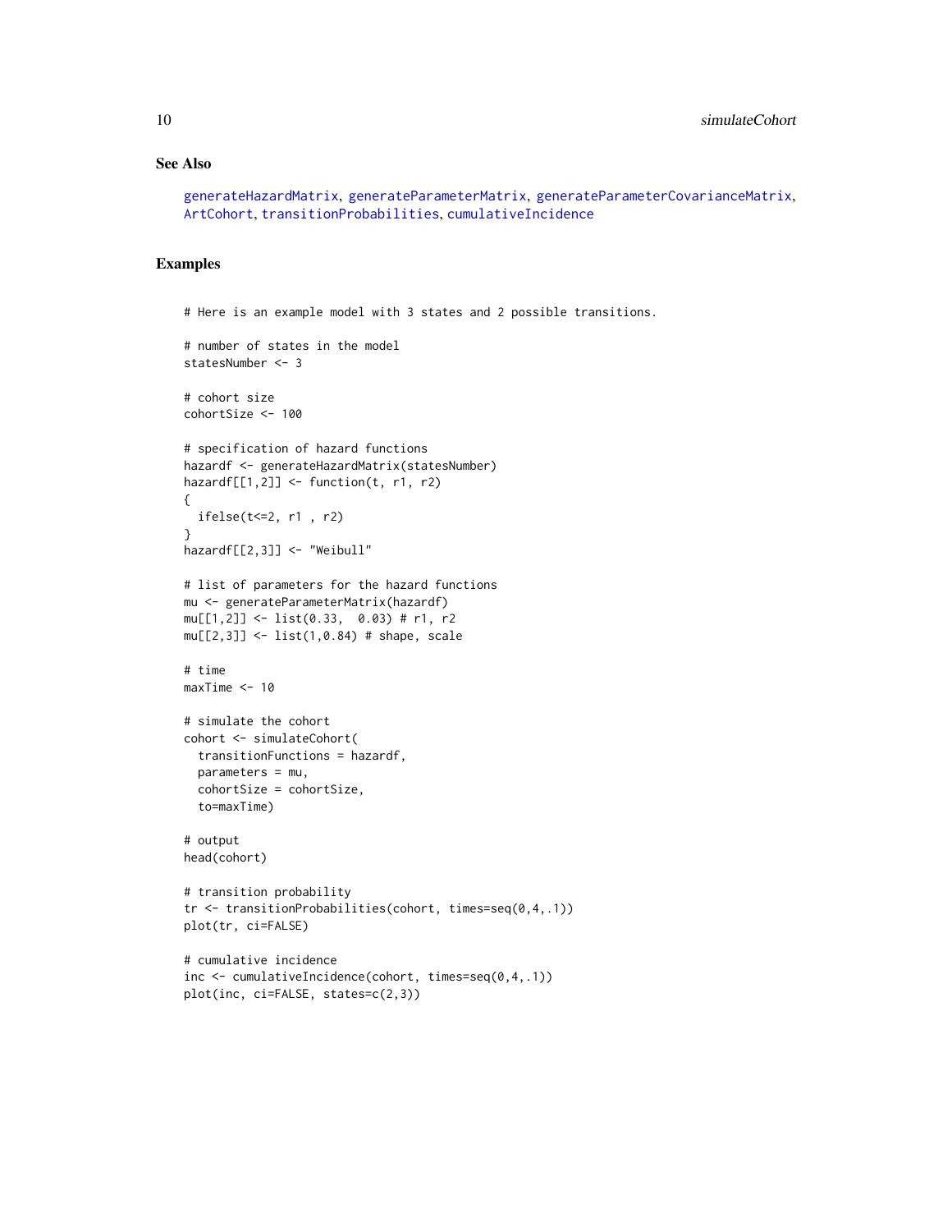### See Also

generateHazardMatrix, generateParameterMatrix, generateParameterCovarianceMatrix, ArtCohort, transitionProbabilities, cumulativeIncidence

### Examples

```
# Here is an example model with 3 states and 2 possible transitions.

# number of states in the model
statesNumber <- 3

# cohort size
cohortSize <- 100

# specification of hazard functions
hazardf <- generateHazardMatrix(statesNumber)
hazardf[[1,2]] <- function(t, r1, r2)
{
  ifelse(t<=2, r1 , r2)
}
hazardf[[2,3]] <- "Weibull"

# list of parameters for the hazard functions
mu <- generateParameterMatrix(hazardf)
mu[[1,2]] <- list(0.33,  0.03) # r1, r2
mu[[2,3]] <- list(1,0.84) # shape, scale

# time
maxTime <- 10

# simulate the cohort
cohort <- simulateCohort(
  transitionFunctions = hazardf,
  parameters = mu,
  cohortSize = cohortSize,
  to=maxTime)

# output
head(cohort)

# transition probability
tr <- transitionProbabilities(cohort, times=seq(0,4,.1))
plot(tr, ci=FALSE)

# cumulative incidence
inc <- cumulativeIncidence(cohort, times=seq(0,4,.1))
plot(inc, ci=FALSE, states=c(2,3))
```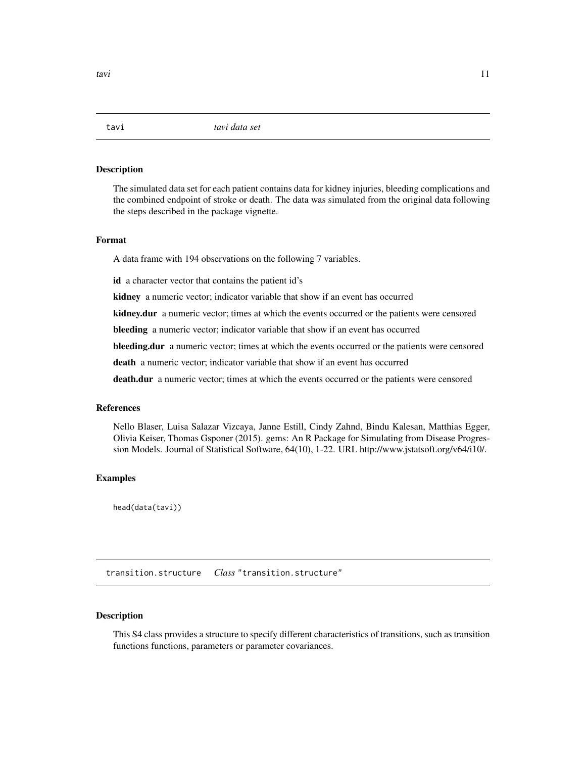## tavi *tavi data set*

### Description

The simulated data set for each patient contains data for kidney injuries, bleeding complications and the combined endpoint of stroke or death. The data was simulated from the original data following the steps described in the package vignette.

### Format

A data frame with 194 observations on the following 7 variables.

**id** a character vector that contains the patient id's

**kidney** a numeric vector; indicator variable that show if an event has occurred

**kidney.dur** a numeric vector; times at which the events occurred or the patients were censored

**bleeding** a numeric vector; indicator variable that show if an event has occurred

**bleeding.dur** a numeric vector; times at which the events occurred or the patients were censored

**death** a numeric vector; indicator variable that show if an event has occurred

**death.dur** a numeric vector; times at which the events occurred or the patients were censored

### References

Nello Blaser, Luisa Salazar Vizcaya, Janne Estill, Cindy Zahnd, Bindu Kalesan, Matthias Egger, Olivia Keiser, Thomas Gsponer (2015). gems: An R Package for Simulating from Disease Progression Models. Journal of Statistical Software, 64(10), 1-22. URL http://www.jstatsoft.org/v64/i10/.

### Examples

```
head(data(tavi))
```

## transition.structure *Class* "transition.structure"

### Description

This S4 class provides a structure to specify different characteristics of transitions, such as transition functions functions, parameters or parameter covariances.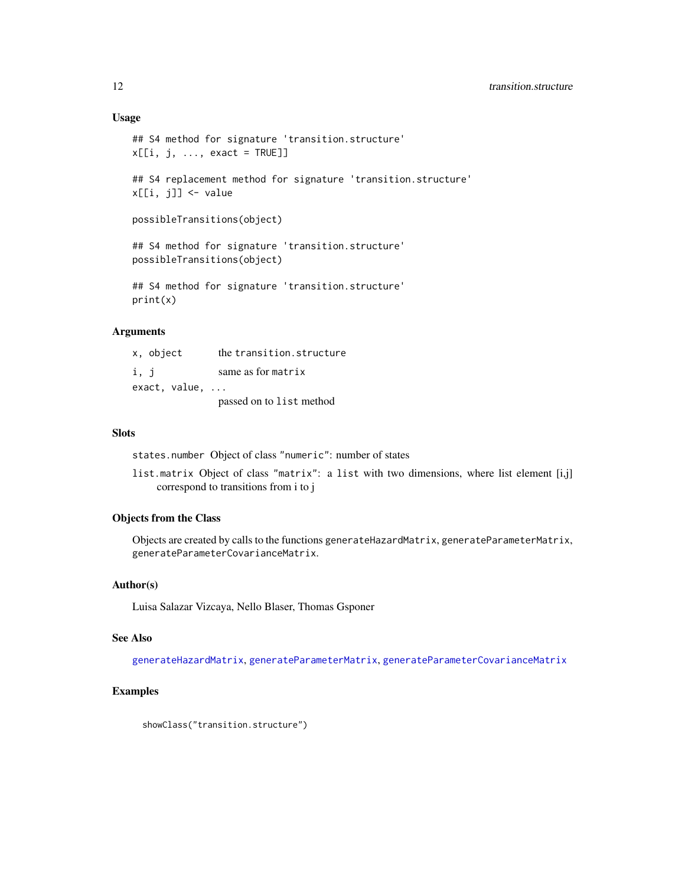### Usage

```
## S4 method for signature 'transition.structure'
x[[i, j, ..., exact = TRUE]]

## S4 replacement method for signature 'transition.structure'
x[[i, j]] <- value

possibleTransitions(object)

## S4 method for signature 'transition.structure'
possibleTransitions(object)

## S4 method for signature 'transition.structure'
print(x)
```

### Arguments

| | |
|---|---|
| `x, object` | the `transition.structure` |
| `i, j` | same as for `matrix` |
| `exact, value, ...` | passed on to `list` method |

### Slots

`states.number` Object of class `"numeric"`: number of states

`list.matrix` Object of class `"matrix"`: a `list` with two dimensions, where list element [i,j] correspond to transitions from i to j

### Objects from the Class

Objects are created by calls to the functions `generateHazardMatrix`, `generateParameterMatrix`, `generateParameterCovarianceMatrix`.

### Author(s)

Luisa Salazar Vizcaya, Nello Blaser, Thomas Gsponer

### See Also

`generateHazardMatrix`, `generateParameterMatrix`, `generateParameterCovarianceMatrix`

### Examples

```
showClass("transition.structure")
```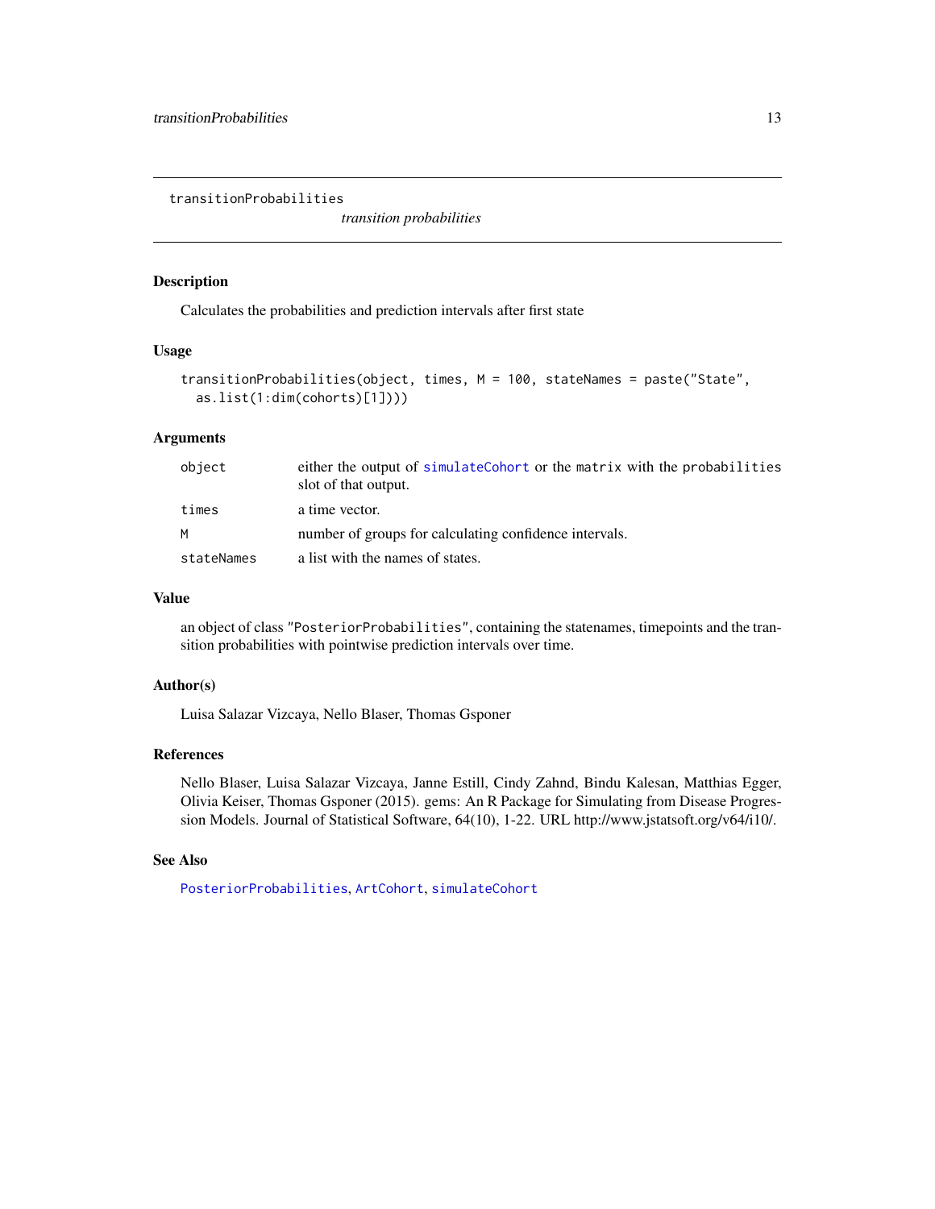`transitionProbabilities`

*transition probabilities*

## Description

Calculates the probabilities and prediction intervals after first state

## Usage

```
transitionProbabilities(object, times, M = 100, stateNames = paste("State",
  as.list(1:dim(cohorts)[1])))
```

## Arguments

| | |
|---|---|
| `object` | either the output of `simulateCohort` or the `matrix` with the `probabilities` slot of that output. |
| `times` | a time vector. |
| `M` | number of groups for calculating confidence intervals. |
| `stateNames` | a list with the names of states. |

## Value

an object of class `"PosteriorProbabilities"`, containing the statenames, timepoints and the transition probabilities with pointwise prediction intervals over time.

## Author(s)

Luisa Salazar Vizcaya, Nello Blaser, Thomas Gsponer

## References

Nello Blaser, Luisa Salazar Vizcaya, Janne Estill, Cindy Zahnd, Bindu Kalesan, Matthias Egger, Olivia Keiser, Thomas Gsponer (2015). gems: An R Package for Simulating from Disease Progression Models. Journal of Statistical Software, 64(10), 1-22. URL http://www.jstatsoft.org/v64/i10/.

## See Also

`PosteriorProbabilities`, `ArtCohort`, `simulateCohort`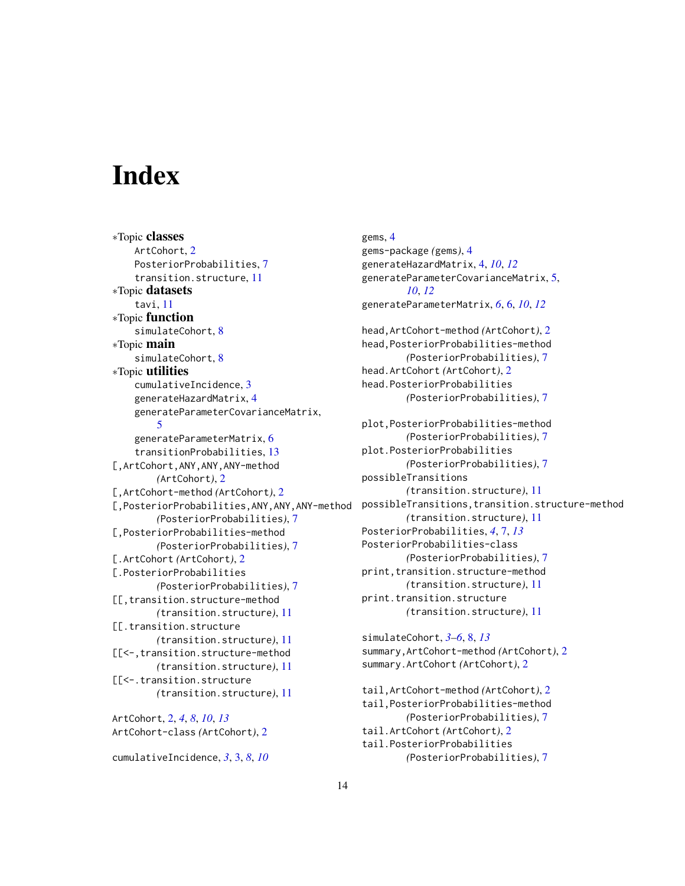# Index

*Topic **classes**
- ArtCohort, 2
- PosteriorProbabilities, 7
- transition.structure, 11

*Topic **datasets**
- tavi, 11

*Topic **function**
- simulateCohort, 8

*Topic **main**
- simulateCohort, 8

*Topic **utilities**
- cumulativeIncidence, 3
- generateHazardMatrix, 4
- generateParameterCovarianceMatrix, 5
- generateParameterMatrix, 6
- transitionProbabilities, 13

[,ArtCohort,ANY,ANY,ANY-method *(ArtCohort)*, 2
[,ArtCohort-method *(ArtCohort)*, 2
[,PosteriorProbabilities,ANY,ANY,ANY-method *(PosteriorProbabilities)*, 7
[,PosteriorProbabilities-method *(PosteriorProbabilities)*, 7
[.ArtCohort *(ArtCohort)*, 2
[.PosteriorProbabilities *(PosteriorProbabilities)*, 7
[[,transition.structure-method *(transition.structure)*, 11
[[.transition.structure *(transition.structure)*, 11
[[<-,transition.structure-method *(transition.structure)*, 11
[[<-.transition.structure *(transition.structure)*, 11

ArtCohort, 2, *4*, *8*, *10*, *13*
ArtCohort-class *(ArtCohort)*, 2

cumulativeIncidence, *3*, 3, *8*, *10*

gems, 4
gems-package *(gems)*, 4
generateHazardMatrix, 4, *10*, *12*
generateParameterCovarianceMatrix, 5, *10*, *12*
generateParameterMatrix, *6*, 6, *10*, *12*

head,ArtCohort-method *(ArtCohort)*, 2
head,PosteriorProbabilities-method *(PosteriorProbabilities)*, 7
head.ArtCohort *(ArtCohort)*, 2
head.PosteriorProbabilities *(PosteriorProbabilities)*, 7

plot,PosteriorProbabilities-method *(PosteriorProbabilities)*, 7
plot.PosteriorProbabilities *(PosteriorProbabilities)*, 7
possibleTransitions *(transition.structure)*, 11
possibleTransitions,transition.structure-method *(transition.structure)*, 11
PosteriorProbabilities, *4*, 7, *13*
PosteriorProbabilities-class *(PosteriorProbabilities)*, 7
print,transition.structure-method *(transition.structure)*, 11
print.transition.structure *(transition.structure)*, 11

simulateCohort, *3–6*, 8, *13*
summary,ArtCohort-method *(ArtCohort)*, 2
summary.ArtCohort *(ArtCohort)*, 2

tail,ArtCohort-method *(ArtCohort)*, 2
tail,PosteriorProbabilities-method *(PosteriorProbabilities)*, 7
tail.ArtCohort *(ArtCohort)*, 2
tail.PosteriorProbabilities *(PosteriorProbabilities)*, 7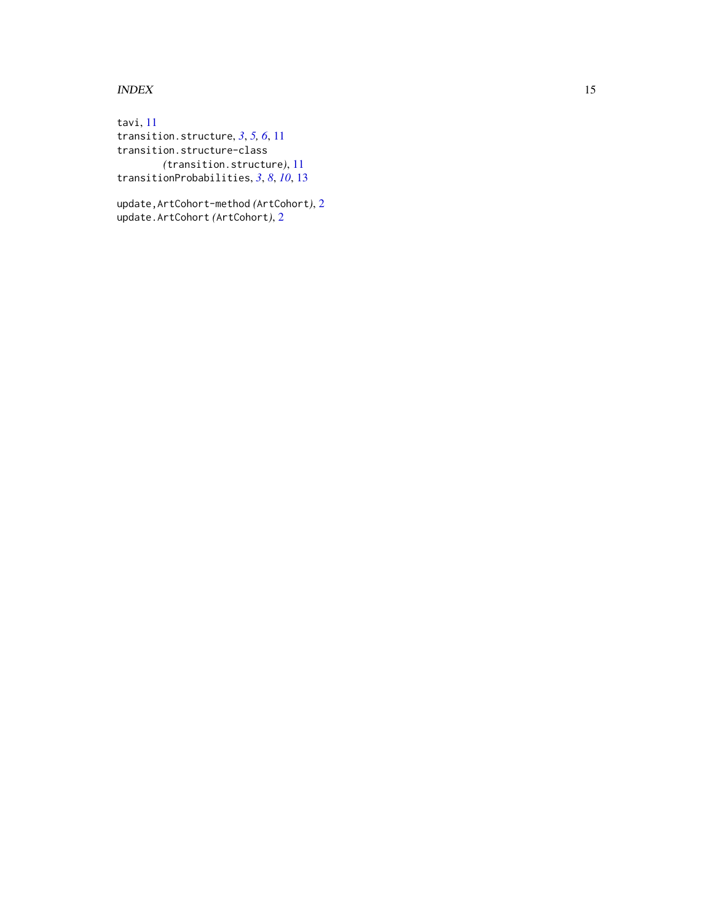tavi, 11
transition.structure, *3*, *5*, *6*, 11
transition.structure-class
        *(*transition.structure*)*, 11
transitionProbabilities, *3*, *8*, *10*, 13

update,ArtCohort-method *(*ArtCohort*)*, 2
update.ArtCohort *(*ArtCohort*)*, 2